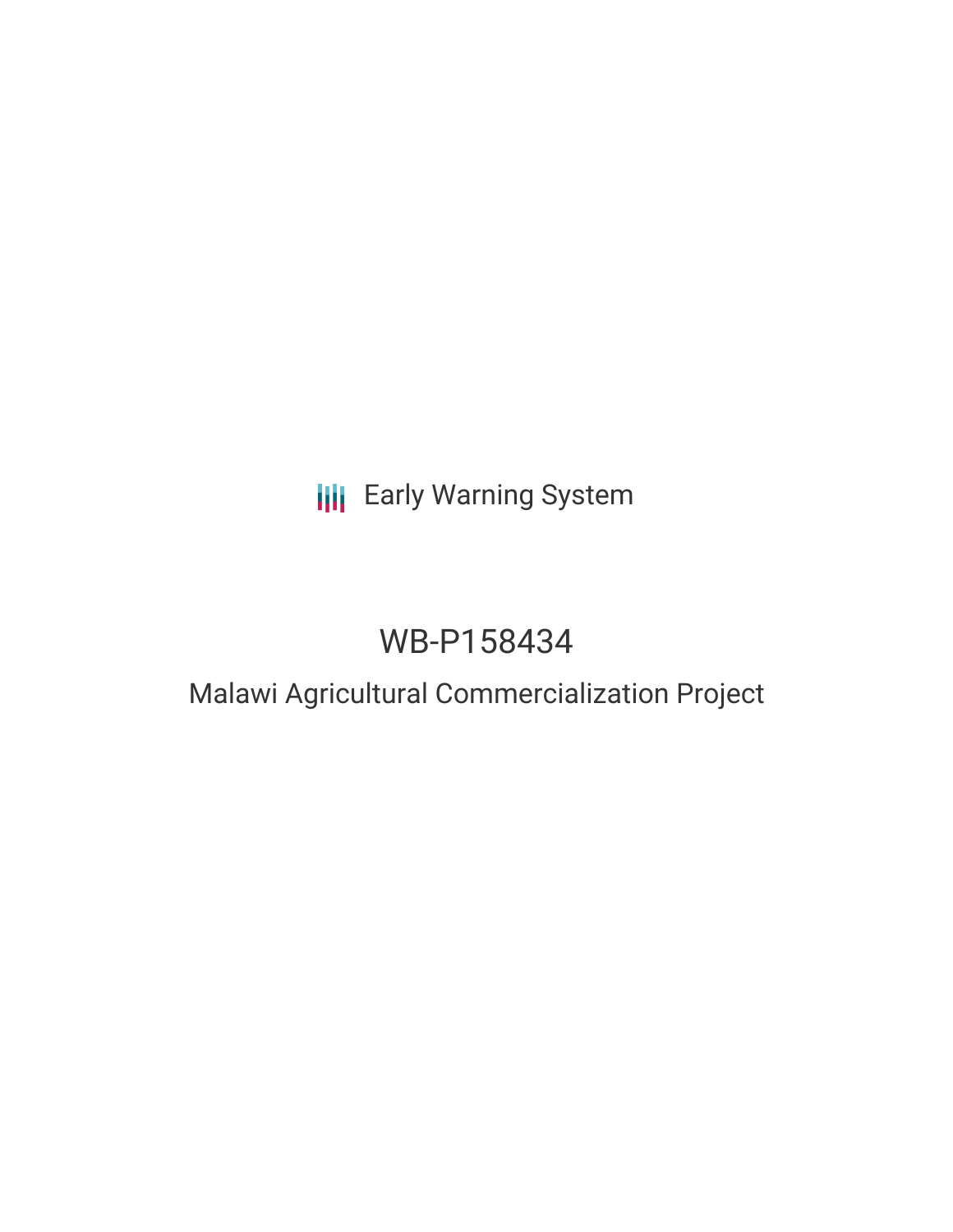Early Warning System

# WB-P158434

## Malawi Agricultural Commercialization Project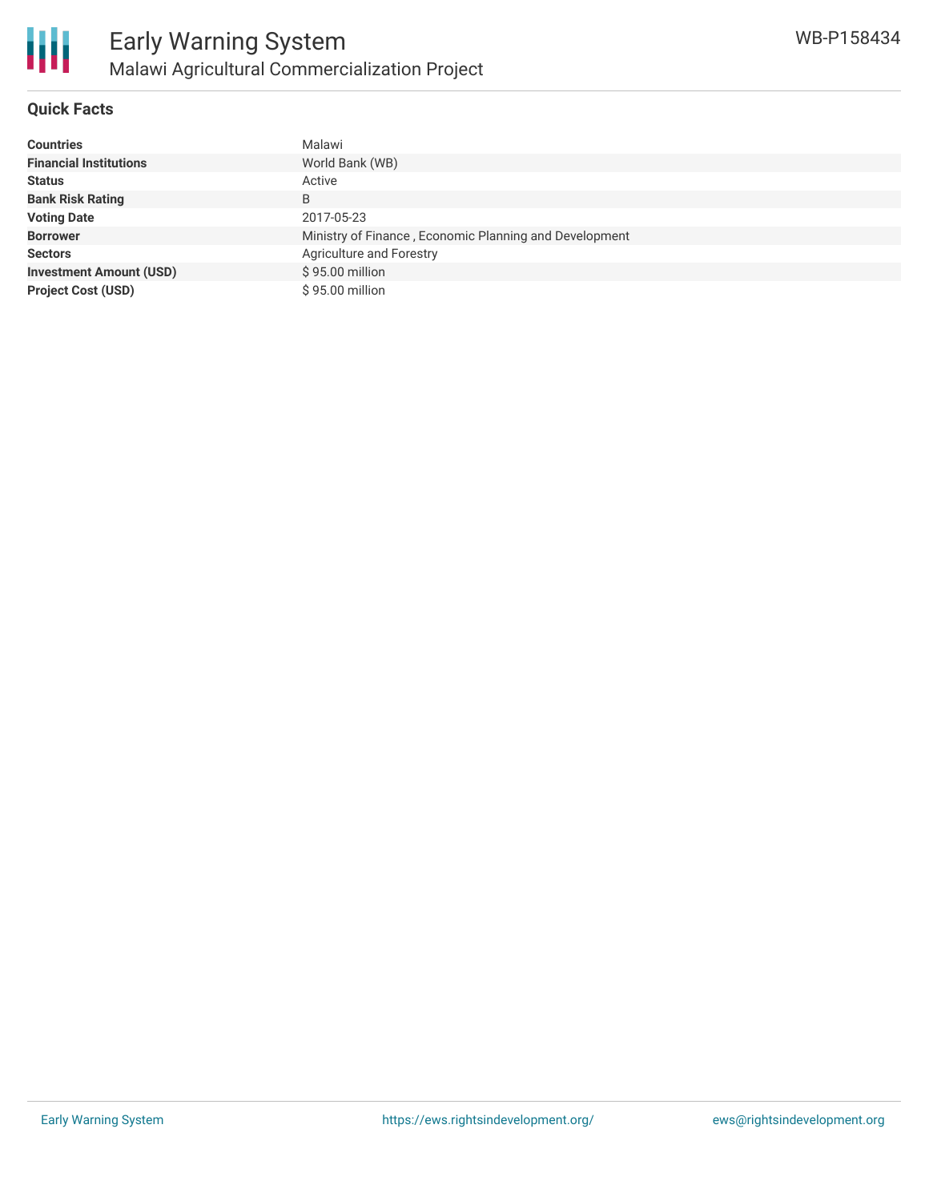# Early Warning System

## Malawi Agricultural Commercialization Project

WB-P158434

### Quick Facts

| | |
|---|---|
| **Countries** | Malawi |
| **Financial Institutions** | World Bank (WB) |
| **Status** | Active |
| **Bank Risk Rating** | B |
| **Voting Date** | 2017-05-23 |
| **Borrower** | Ministry of Finance , Economic Planning and Development |
| **Sectors** | Agriculture and Forestry |
| **Investment Amount (USD)** | $ 95.00 million |
| **Project Cost (USD)** | $ 95.00 million |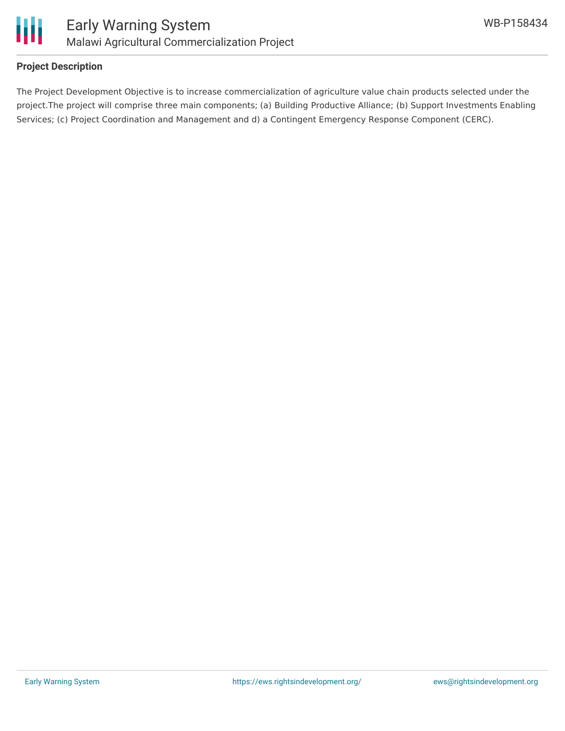## Project Description

The Project Development Objective is to increase commercialization of agriculture value chain products selected under the project.The project will comprise three main components; (a) Building Productive Alliance; (b) Support Investments Enabling Services; (c) Project Coordination and Management and d) a Contingent Emergency Response Component (CERC).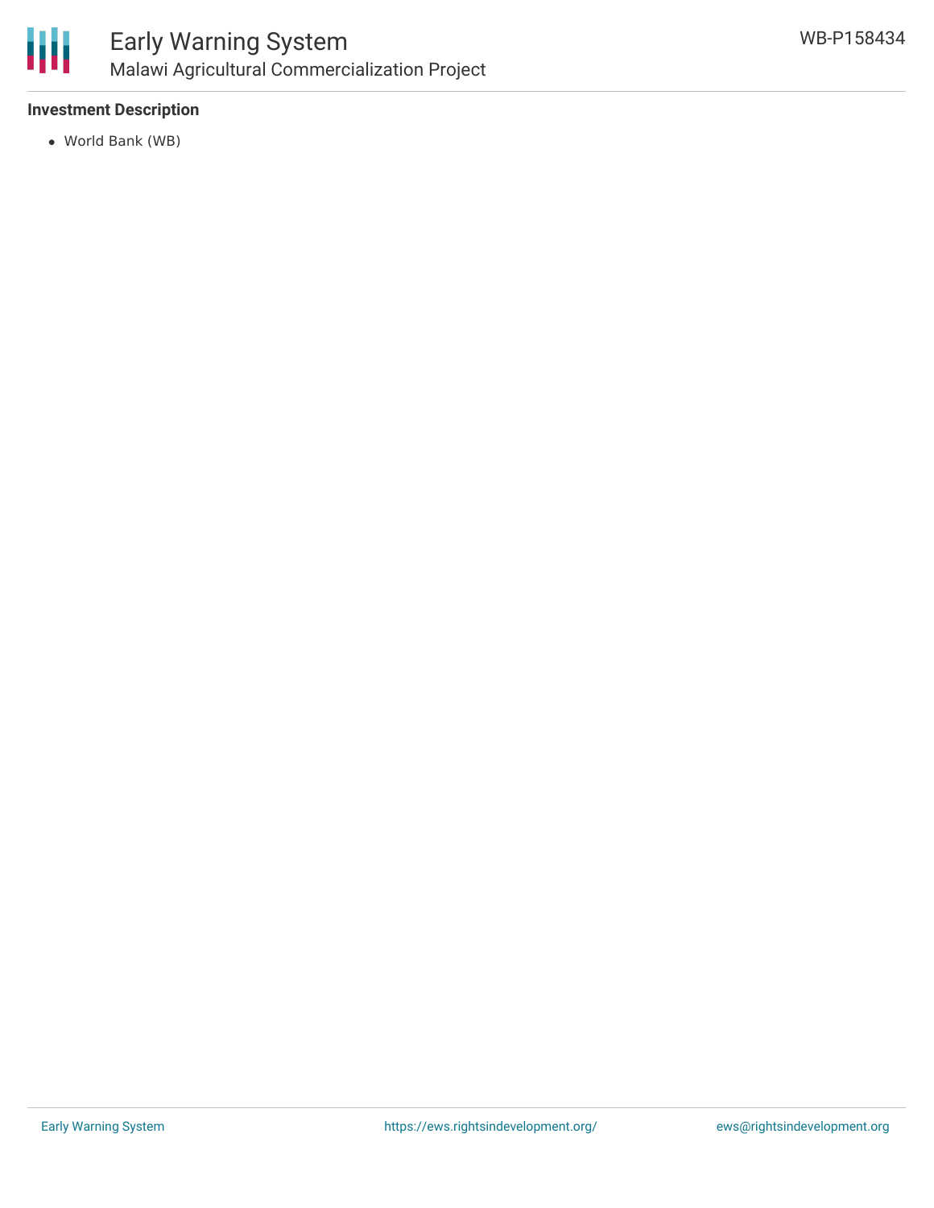### Investment Description

- World Bank (WB)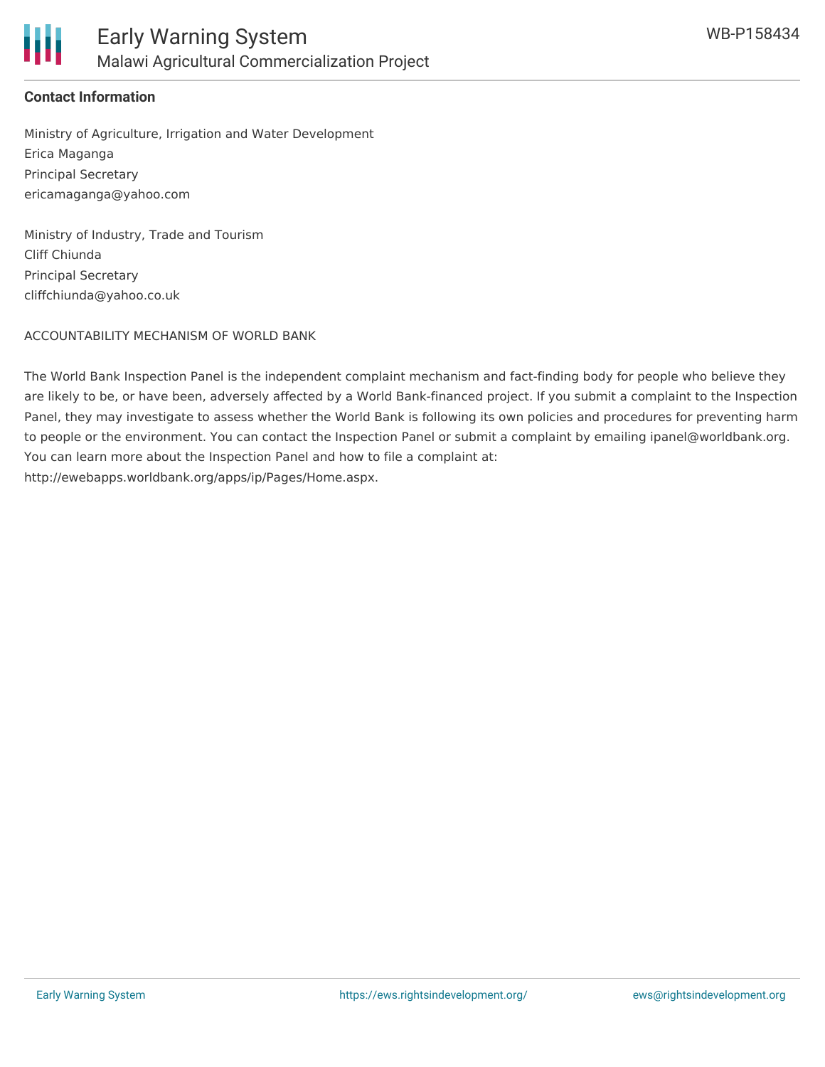**Contact Information**

Ministry of Agriculture, Irrigation and Water Development
Erica Maganga
Principal Secretary
ericamaganga@yahoo.com

Ministry of Industry, Trade and Tourism
Cliff Chiunda
Principal Secretary
cliffchiunda@yahoo.co.uk

ACCOUNTABILITY MECHANISM OF WORLD BANK

The World Bank Inspection Panel is the independent complaint mechanism and fact-finding body for people who believe they are likely to be, or have been, adversely affected by a World Bank-financed project. If you submit a complaint to the Inspection Panel, they may investigate to assess whether the World Bank is following its own policies and procedures for preventing harm to people or the environment. You can contact the Inspection Panel or submit a complaint by emailing ipanel@worldbank.org. You can learn more about the Inspection Panel and how to file a complaint at: http://ewebapps.worldbank.org/apps/ip/Pages/Home.aspx.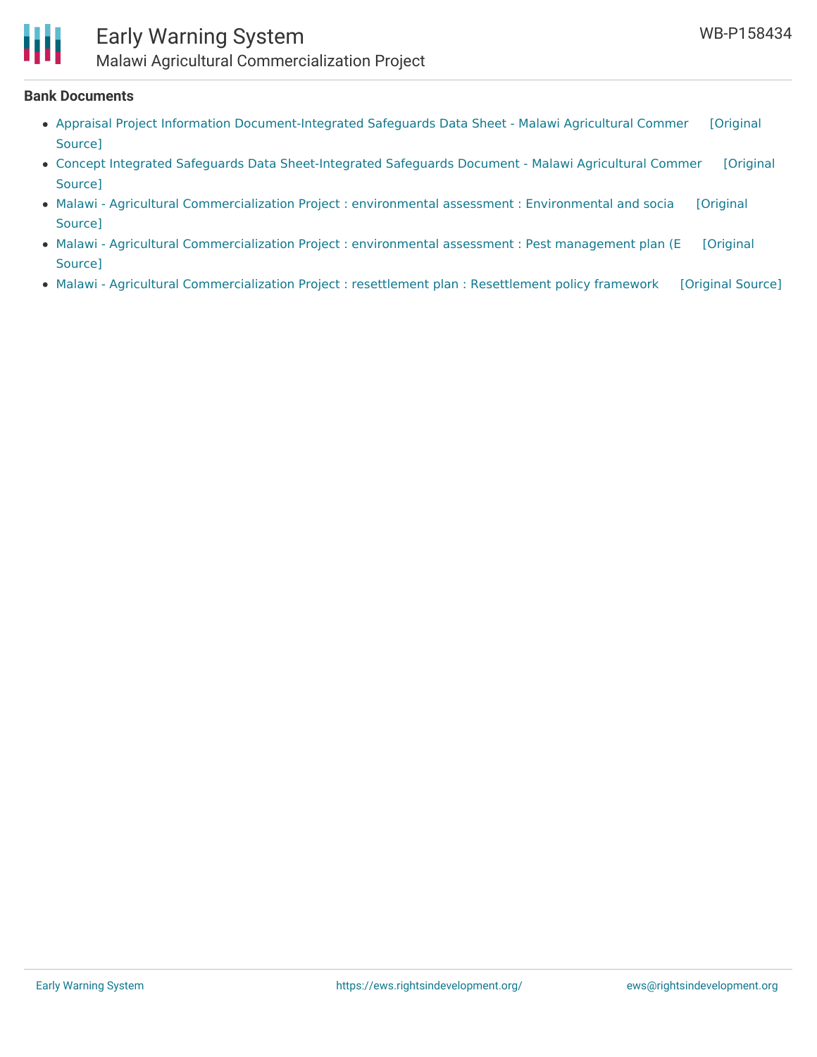**Bank Documents**

- Appraisal Project Information Document-Integrated Safeguards Data Sheet - Malawi Agricultural Commer [Original Source]
- Concept Integrated Safeguards Data Sheet-Integrated Safeguards Document - Malawi Agricultural Commer [Original Source]
- Malawi - Agricultural Commercialization Project : environmental assessment : Environmental and socia [Original Source]
- Malawi - Agricultural Commercialization Project : environmental assessment : Pest management plan (E [Original Source]
- Malawi - Agricultural Commercialization Project : resettlement plan : Resettlement policy framework [Original Source]